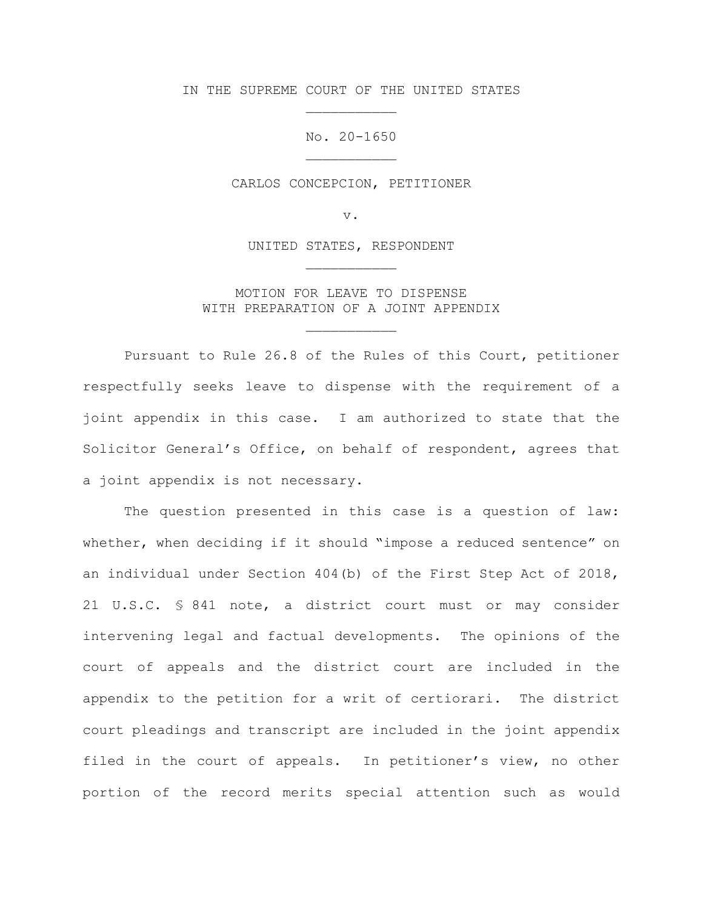IN THE SUPREME COURT OF THE UNITED STATES

---

No. 20-1650

---

CARLOS CONCEPCION, PETITIONER

v.

UNITED STATES, RESPONDENT

---

MOTION FOR LEAVE TO DISPENSE
WITH PREPARATION OF A JOINT APPENDIX

---

Pursuant to Rule 26.8 of the Rules of this Court, petitioner respectfully seeks leave to dispense with the requirement of a joint appendix in this case. I am authorized to state that the Solicitor General's Office, on behalf of respondent, agrees that a joint appendix is not necessary.

The question presented in this case is a question of law: whether, when deciding if it should "impose a reduced sentence" on an individual under Section 404(b) of the First Step Act of 2018, 21 U.S.C. § 841 note, a district court must or may consider intervening legal and factual developments. The opinions of the court of appeals and the district court are included in the appendix to the petition for a writ of certiorari. The district court pleadings and transcript are included in the joint appendix filed in the court of appeals. In petitioner's view, no other portion of the record merits special attention such as would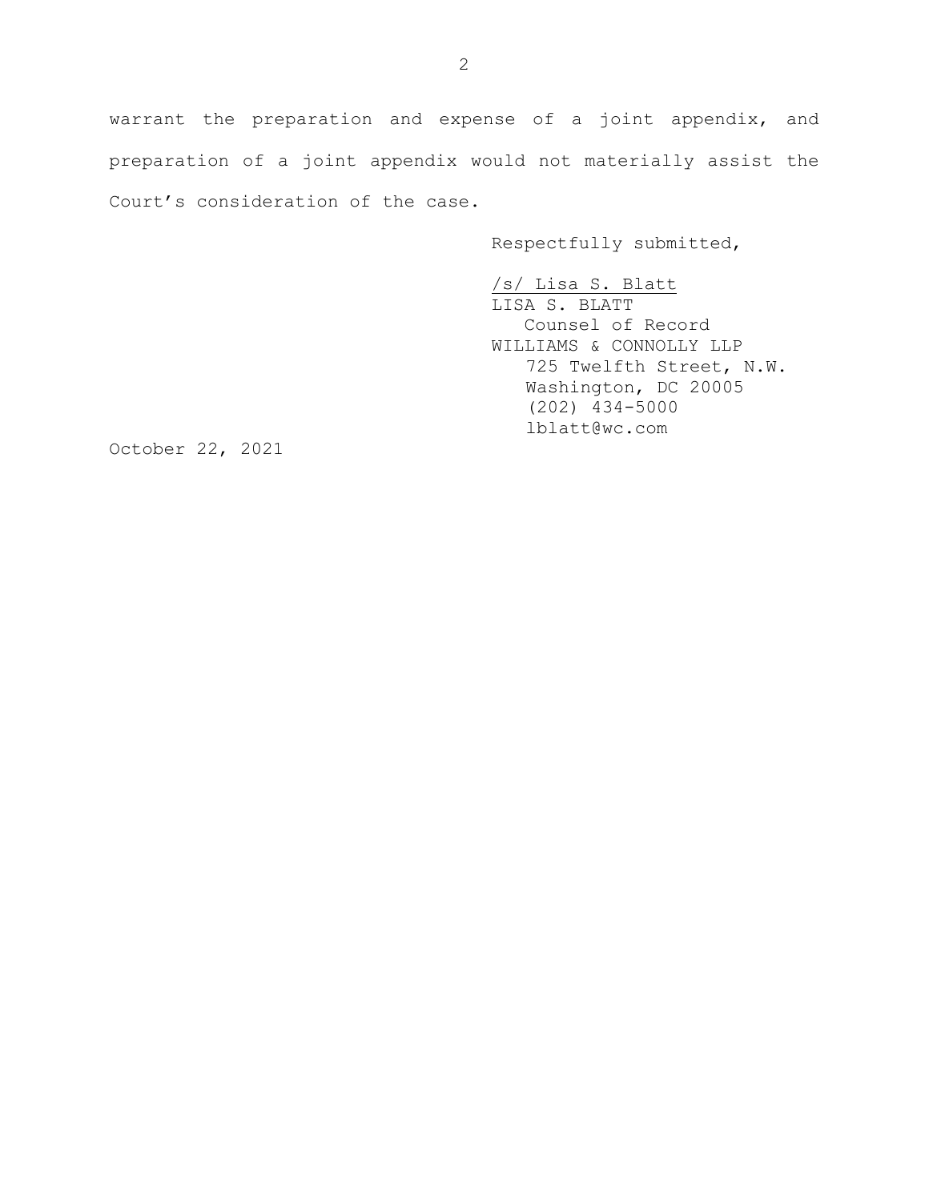warrant the preparation and expense of a joint appendix, and preparation of a joint appendix would not materially assist the Court's consideration of the case.

Respectfully submitted,

/s/ Lisa S. Blatt
LISA S. BLATT
Counsel of Record
WILLIAMS & CONNOLLY LLP
725 Twelfth Street, N.W.
Washington, DC 20005
(202) 434-5000
lblatt@wc.com

October 22, 2021